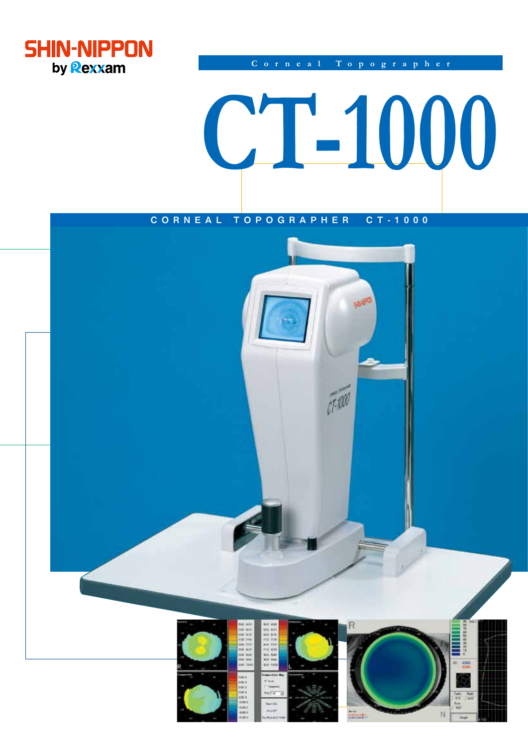SHIN-NIPPON
by Rexxam

Corneal Topographer

# CT-1000

## CORNEAL TOPOGRAPHER CT-1000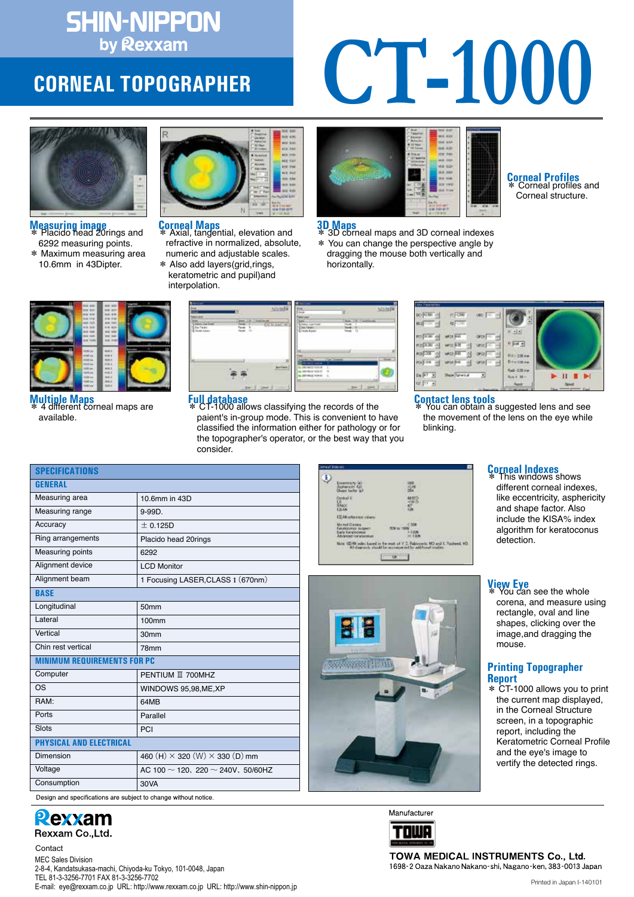SHIN-NIPPON by Rexxam

# CORNEAL TOPOGRAPHER

# CT-1000

### Measuring image

* Placido head 20rings and 6292 measuring points.
* Maximum measuring area 10.6mm in 43Dipter.

### Corneal Maps

* Axial, tangential, elevation and refractive in normalized, absolute, numeric and adjustable scales.
* Also add layers(grid,rings, keratometric and pupil)and interpolation.

### 3D Maps

* 3D corneal maps and 3D corneal indexes
* You can change the perspective angle by dragging the mouse both vertically and horizontally.

### Corneal Profiles

* Corneal profiles and Corneal structure.

### Multiple Maps

* 4 different corneal maps are available.

### Full database

* CT-1000 allows classifying the records of the paient's in-group mode. This is convenient to have classified the information either for pathology or for the topographer's operator, or the best way that you consider.

### Contact lens tools

* You can obtain a suggested lens and see the movement of the lens on the eye while blinking.

| SPECIFICATIONS | |
|---|---|
| **GENERAL** | |
| Measuring area | 10.6mm in 43D |
| Measuring range | 9-99D. |
| Accuracy | ± 0.125D |
| Ring arrangements | Placido head 20rings |
| Measuring points | 6292 |
| Alignment device | LCD Monitor |
| Alignment beam | 1 Focusing LASER,CLASS 1 (670nm) |
| **BASE** | |
| Longitudinal | 50mm |
| Lateral | 100mm |
| Vertical | 30mm |
| Chin rest vertical | 78mm |
| **MINIMUM REQUIREMENTS FOR PC** | |
| Computer | PENTIUM Ⅲ 700MHZ |
| OS | WINDOWS 95,98,ME,XP |
| RAM: | 64MB |
| Ports | Parallel |
| Slots | PCI |
| **PHYSICAL AND ELECTRICAL** | |
| Dimension | 460 (H) × 320 (W) × 330 (D) mm |
| Voltage | AC 100 ~ 120、220 ~ 240V、50/60HZ |
| Consumption | 30VA |

Design and specifications are subject to change without notice.

### Corneal Indexes

* This windows shows different corneal indexes, like eccentricity, asphericity and shape factor. Also include the KISA% index algorithm for keratoconus detection.

### View Eye

* You can see the whole corena, and measure using rectangle, oval and line shapes, clicking over the image,and dragging the mouse.

### Printing Topographer Report

* CT-1000 allows you to print the current map displayed, in the Corneal Structure screen, in a topographic report, including the Keratometric Corneal Profile and the eye's image to vertify the detected rings.

Rexxam
Rexxam Co.,Ltd.

Contact
MEC Sales Division
2-8-4, Kandatsukasa-machi, Chiyoda-ku Tokyo, 101-0048, Japan
TEL 81-3-3256-7701 FAX 81-3-3256-7702
E-mail: eye@rexxam.co.jp URL: http://www.rexxam.co.jp URL: http://www.shin-nippon.jp

Manufacturer
TOWA
TOWA MEDICAL INSTRUMENTS Co., Ltd.
1698-2 Oaza Nakano Nakano-shi, Nagano-ken, 383-0013 Japan

Printed in Japan I-140101